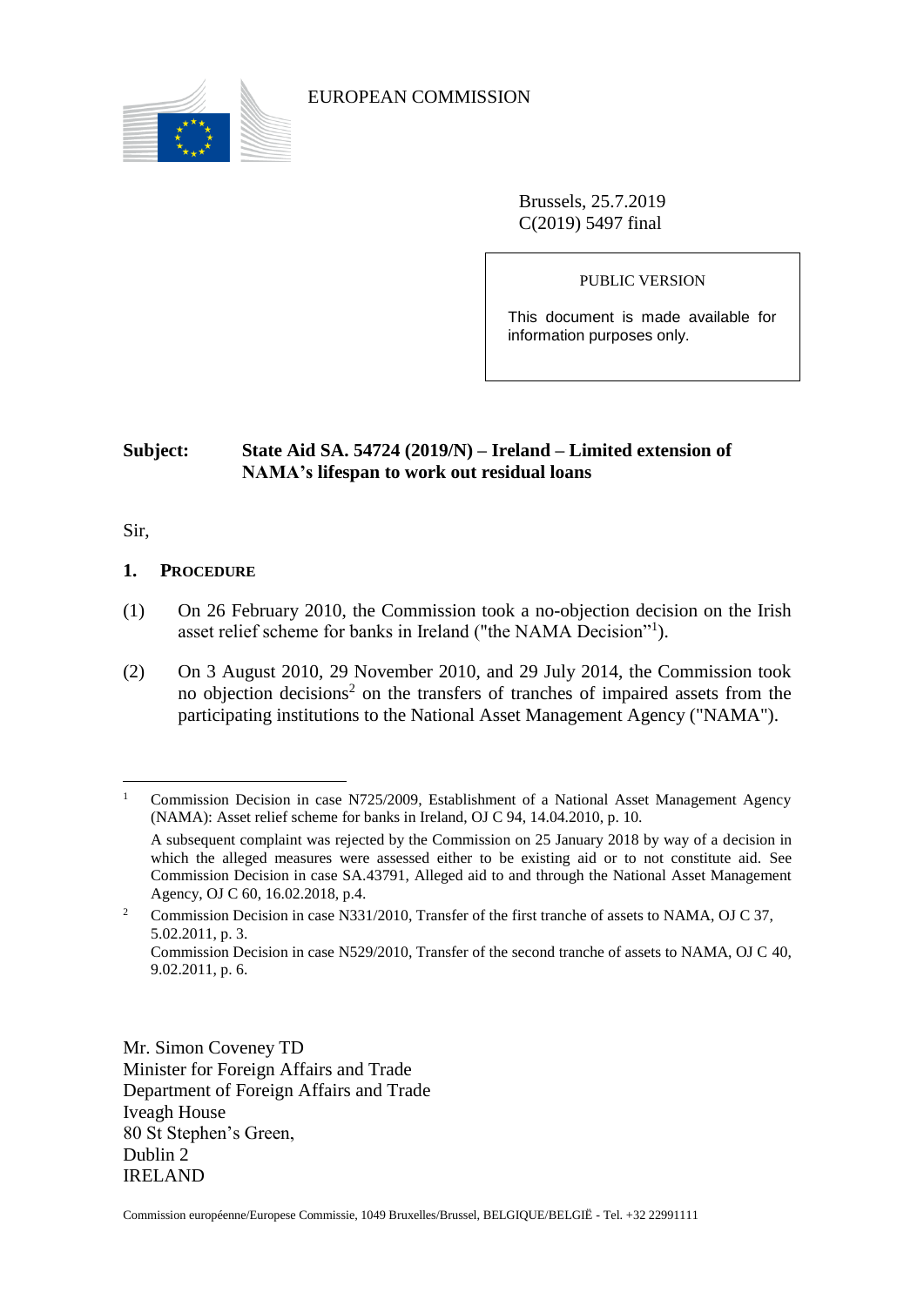EUROPEAN COMMISSION

Brussels, 25.7.2019
C(2019) 5497 final

PUBLIC VERSION

This document is made available for information purposes only.

**Subject: State Aid SA. 54724 (2019/N) – Ireland – Limited extension of NAMA's lifespan to work out residual loans**

Sir,

## 1. PROCEDURE

(1) On 26 February 2010, the Commission took a no-objection decision on the Irish asset relief scheme for banks in Ireland ("the NAMA Decision"[1]).

(2) On 3 August 2010, 29 November 2010, and 29 July 2014, the Commission took no objection decisions[2] on the transfers of tranches of impaired assets from the participating institutions to the National Asset Management Agency ("NAMA").

---

[1] Commission Decision in case N725/2009, Establishment of a National Asset Management Agency (NAMA): Asset relief scheme for banks in Ireland, OJ C 94, 14.04.2010, p. 10.

A subsequent complaint was rejected by the Commission on 25 January 2018 by way of a decision in which the alleged measures were assessed either to be existing aid or to not constitute aid. See Commission Decision in case SA.43791, Alleged aid to and through the National Asset Management Agency, OJ C 60, 16.02.2018, p.4.

[2] Commission Decision in case N331/2010, Transfer of the first tranche of assets to NAMA, OJ C 37, 5.02.2011, p. 3.

Commission Decision in case N529/2010, Transfer of the second tranche of assets to NAMA, OJ C 40, 9.02.2011, p. 6.

Mr. Simon Coveney TD
Minister for Foreign Affairs and Trade
Department of Foreign Affairs and Trade
Iveagh House
80 St Stephen's Green,
Dublin 2
IRELAND

Commission européenne/Europese Commissie, 1049 Bruxelles/Brussel, BELGIQUE/BELGIË - Tel. +32 22991111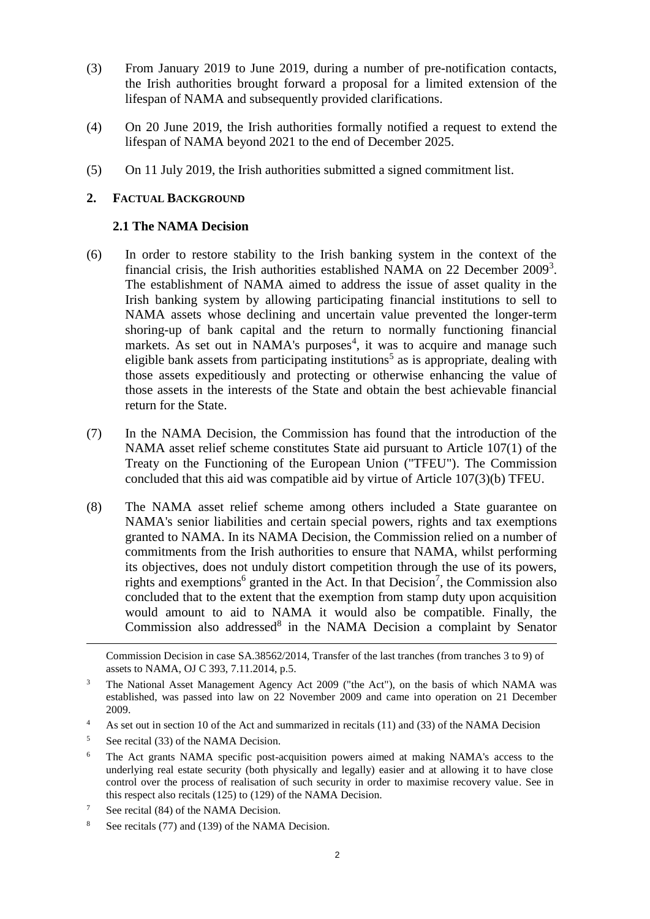(3) From January 2019 to June 2019, during a number of pre-notification contacts, the Irish authorities brought forward a proposal for a limited extension of the lifespan of NAMA and subsequently provided clarifications.

(4) On 20 June 2019, the Irish authorities formally notified a request to extend the lifespan of NAMA beyond 2021 to the end of December 2025.

(5) On 11 July 2019, the Irish authorities submitted a signed commitment list.

## 2. FACTUAL BACKGROUND

### 2.1 The NAMA Decision

(6) In order to restore stability to the Irish banking system in the context of the financial crisis, the Irish authorities established NAMA on 22 December 2009[3]. The establishment of NAMA aimed to address the issue of asset quality in the Irish banking system by allowing participating financial institutions to sell to NAMA assets whose declining and uncertain value prevented the longer-term shoring-up of bank capital and the return to normally functioning financial markets. As set out in NAMA's purposes[4], it was to acquire and manage such eligible bank assets from participating institutions[5] as is appropriate, dealing with those assets expeditiously and protecting or otherwise enhancing the value of those assets in the interests of the State and obtain the best achievable financial return for the State.

(7) In the NAMA Decision, the Commission has found that the introduction of the NAMA asset relief scheme constitutes State aid pursuant to Article 107(1) of the Treaty on the Functioning of the European Union ("TFEU"). The Commission concluded that this aid was compatible aid by virtue of Article 107(3)(b) TFEU.

(8) The NAMA asset relief scheme among others included a State guarantee on NAMA's senior liabilities and certain special powers, rights and tax exemptions granted to NAMA. In its NAMA Decision, the Commission relied on a number of commitments from the Irish authorities to ensure that NAMA, whilst performing its objectives, does not unduly distort competition through the use of its powers, rights and exemptions[6] granted in the Act. In that Decision[7], the Commission also concluded that to the extent that the exemption from stamp duty upon acquisition would amount to aid to NAMA it would also be compatible. Finally, the Commission also addressed[8] in the NAMA Decision a complaint by Senator

---

Commission Decision in case SA.38562/2014, Transfer of the last tranches (from tranches 3 to 9) of assets to NAMA, OJ C 393, 7.11.2014, p.5.

[3] The National Asset Management Agency Act 2009 ("the Act"), on the basis of which NAMA was established, was passed into law on 22 November 2009 and came into operation on 21 December 2009.

[4] As set out in section 10 of the Act and summarized in recitals (11) and (33) of the NAMA Decision

[5] See recital (33) of the NAMA Decision.

[6] The Act grants NAMA specific post-acquisition powers aimed at making NAMA's access to the underlying real estate security (both physically and legally) easier and at allowing it to have close control over the process of realisation of such security in order to maximise recovery value. See in this respect also recitals (125) to (129) of the NAMA Decision.

[7] See recital (84) of the NAMA Decision.

[8] See recitals (77) and (139) of the NAMA Decision.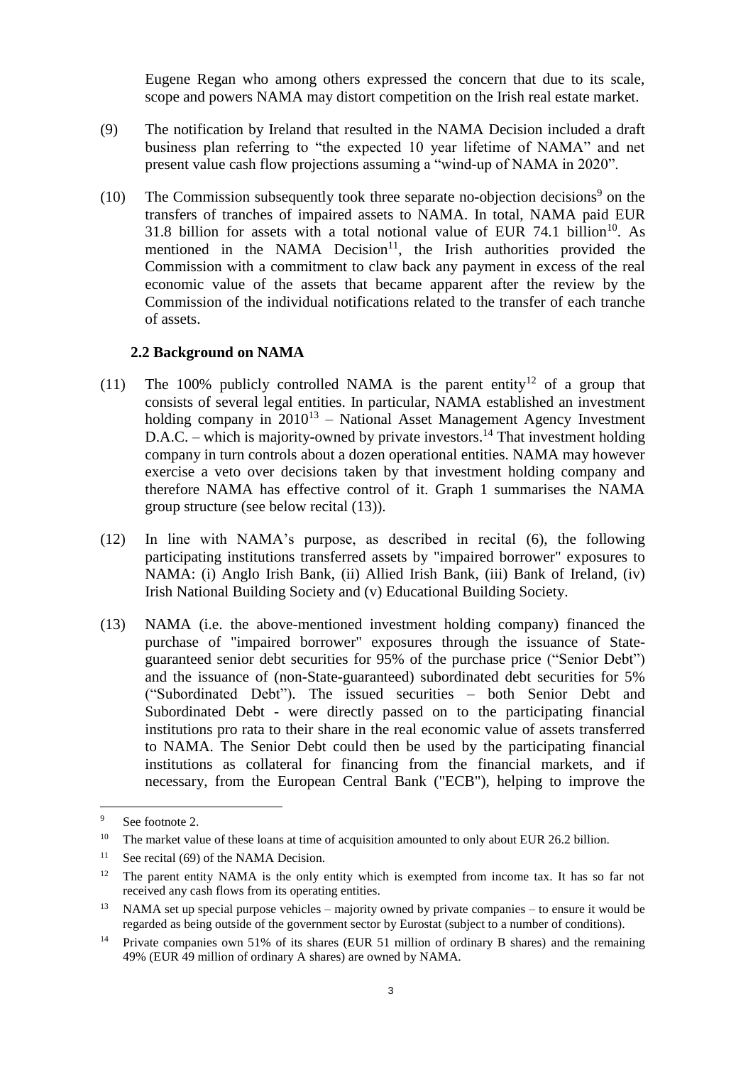Eugene Regan who among others expressed the concern that due to its scale, scope and powers NAMA may distort competition on the Irish real estate market.

(9) The notification by Ireland that resulted in the NAMA Decision included a draft business plan referring to "the expected 10 year lifetime of NAMA" and net present value cash flow projections assuming a "wind-up of NAMA in 2020".

(10) The Commission subsequently took three separate no-objection decisions[9] on the transfers of tranches of impaired assets to NAMA. In total, NAMA paid EUR 31.8 billion for assets with a total notional value of EUR 74.1 billion[10]. As mentioned in the NAMA Decision[11], the Irish authorities provided the Commission with a commitment to claw back any payment in excess of the real economic value of the assets that became apparent after the review by the Commission of the individual notifications related to the transfer of each tranche of assets.

### 2.2 Background on NAMA

(11) The 100% publicly controlled NAMA is the parent entity[12] of a group that consists of several legal entities. In particular, NAMA established an investment holding company in 2010[13] – National Asset Management Agency Investment D.A.C. – which is majority-owned by private investors.[14] That investment holding company in turn controls about a dozen operational entities. NAMA may however exercise a veto over decisions taken by that investment holding company and therefore NAMA has effective control of it. Graph 1 summarises the NAMA group structure (see below recital (13)).

(12) In line with NAMA's purpose, as described in recital (6), the following participating institutions transferred assets by "impaired borrower" exposures to NAMA: (i) Anglo Irish Bank, (ii) Allied Irish Bank, (iii) Bank of Ireland, (iv) Irish National Building Society and (v) Educational Building Society.

(13) NAMA (i.e. the above-mentioned investment holding company) financed the purchase of "impaired borrower" exposures through the issuance of State-guaranteed senior debt securities for 95% of the purchase price ("Senior Debt") and the issuance of (non-State-guaranteed) subordinated debt securities for 5% ("Subordinated Debt"). The issued securities – both Senior Debt and Subordinated Debt - were directly passed on to the participating financial institutions pro rata to their share in the real economic value of assets transferred to NAMA. The Senior Debt could then be used by the participating financial institutions as collateral for financing from the financial markets, and if necessary, from the European Central Bank ("ECB"), helping to improve the

---

[9] See footnote 2.

[10] The market value of these loans at time of acquisition amounted to only about EUR 26.2 billion.

[11] See recital (69) of the NAMA Decision.

[12] The parent entity NAMA is the only entity which is exempted from income tax. It has so far not received any cash flows from its operating entities.

[13] NAMA set up special purpose vehicles – majority owned by private companies – to ensure it would be regarded as being outside of the government sector by Eurostat (subject to a number of conditions).

[14] Private companies own 51% of its shares (EUR 51 million of ordinary B shares) and the remaining 49% (EUR 49 million of ordinary A shares) are owned by NAMA.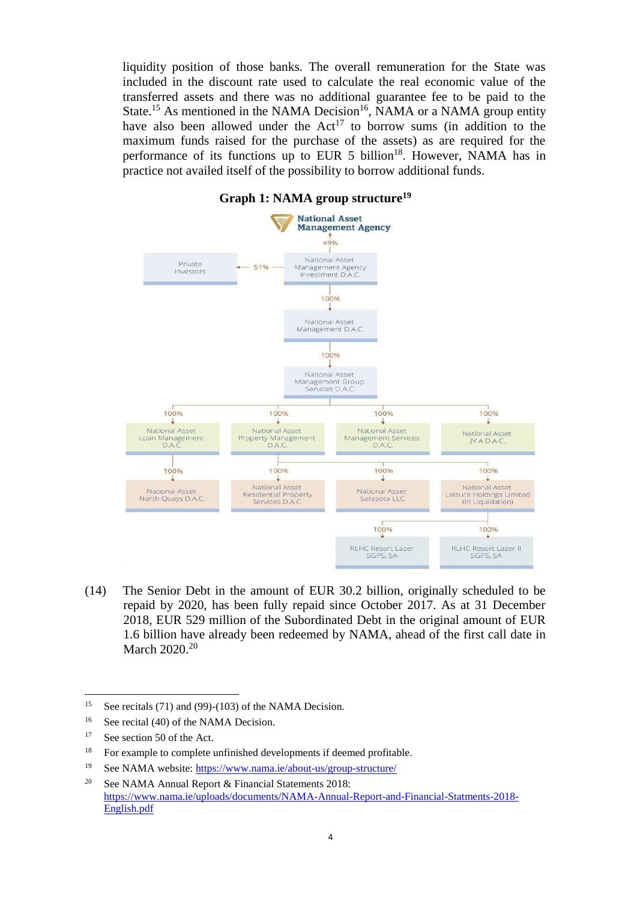liquidity position of those banks. The overall remuneration for the State was included in the discount rate used to calculate the real economic value of the transferred assets and there was no additional guarantee fee to be paid to the State.[15] As mentioned in the NAMA Decision[16], NAMA or a NAMA group entity have also been allowed under the Act[17] to borrow sums (in addition to the maximum funds raised for the purchase of the assets) as are required for the performance of its functions up to EUR 5 billion[18]. However, NAMA has in practice not availed itself of the possibility to borrow additional funds.

**Graph 1: NAMA group structure[19]**

National Asset Management Agency

49%

Private Investors ← 51% — National Asset Management Agency Investment D.A.C.

100%

National Asset Management D.A.C.

100%

National Asset Management Group Services D.A.C.

| 100% | 100% | 100% | 100% |
|---|---|---|---|
| National Asset Loan Management D.A.C. | National Asset Property Management D.A.C. | National Asset Management Services D.A.C. | National Asset JV A D.A.C. |
| 100% | 100% | 100% | 100% |
| National Asset North Quays D.A.C. | National Asset Residential Property Services D.A.C. | National Asset Sarasota LLC | National Asset Leisure Holdings Limited (In Liquidation) |
| | | 100% | 100% |
| | | RLHC Resort Lazer SGPS, SA | RLHC Resort Lazer II SGPS, SA |

(14) The Senior Debt in the amount of EUR 30.2 billion, originally scheduled to be repaid by 2020, has been fully repaid since October 2017. As at 31 December 2018, EUR 529 million of the Subordinated Debt in the original amount of EUR 1.6 billion have already been redeemed by NAMA, ahead of the first call date in March 2020.[20]

---

[15] See recitals (71) and (99)-(103) of the NAMA Decision.

[16] See recital (40) of the NAMA Decision.

[17] See section 50 of the Act.

[18] For example to complete unfinished developments if deemed profitable.

[19] See NAMA website: https://www.nama.ie/about-us/group-structure/

[20] See NAMA Annual Report & Financial Statements 2018: https://www.nama.ie/uploads/documents/NAMA-Annual-Report-and-Financial-Statments-2018-English.pdf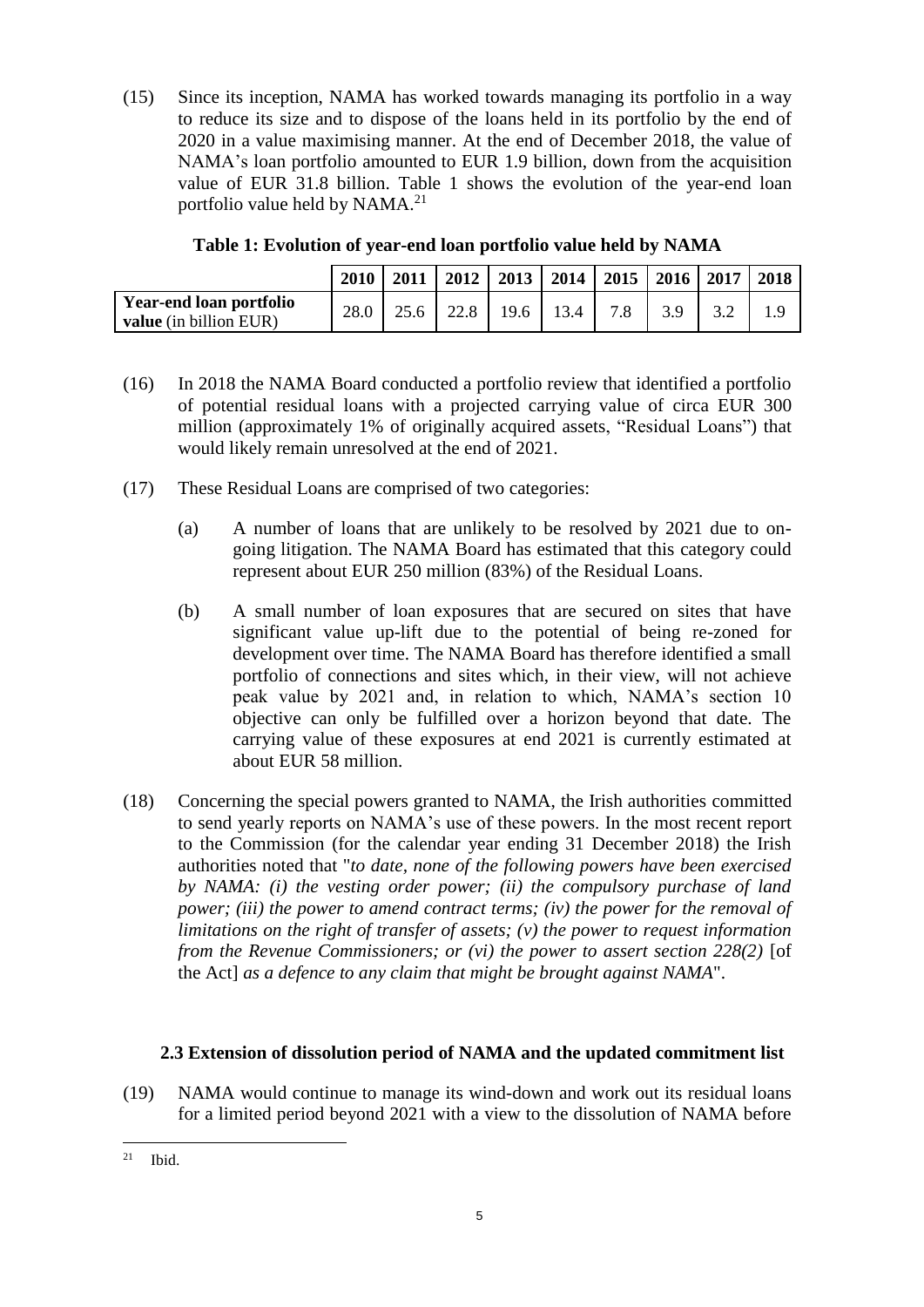(15) Since its inception, NAMA has worked towards managing its portfolio in a way to reduce its size and to dispose of the loans held in its portfolio by the end of 2020 in a value maximising manner. At the end of December 2018, the value of NAMA's loan portfolio amounted to EUR 1.9 billion, down from the acquisition value of EUR 31.8 billion. Table 1 shows the evolution of the year-end loan portfolio value held by NAMA.[21]

**Table 1: Evolution of year-end loan portfolio value held by NAMA**

| | 2010 | 2011 | 2012 | 2013 | 2014 | 2015 | 2016 | 2017 | 2018 |
|---|---|---|---|---|---|---|---|---|---|
| **Year-end loan portfolio value** (in billion EUR) | 28.0 | 25.6 | 22.8 | 19.6 | 13.4 | 7.8 | 3.9 | 3.2 | 1.9 |

(16) In 2018 the NAMA Board conducted a portfolio review that identified a portfolio of potential residual loans with a projected carrying value of circa EUR 300 million (approximately 1% of originally acquired assets, "Residual Loans") that would likely remain unresolved at the end of 2021.

(17) These Residual Loans are comprised of two categories:

(a) A number of loans that are unlikely to be resolved by 2021 due to on-going litigation. The NAMA Board has estimated that this category could represent about EUR 250 million (83%) of the Residual Loans.

(b) A small number of loan exposures that are secured on sites that have significant value up-lift due to the potential of being re-zoned for development over time. The NAMA Board has therefore identified a small portfolio of connections and sites which, in their view, will not achieve peak value by 2021 and, in relation to which, NAMA's section 10 objective can only be fulfilled over a horizon beyond that date. The carrying value of these exposures at end 2021 is currently estimated at about EUR 58 million.

(18) Concerning the special powers granted to NAMA, the Irish authorities committed to send yearly reports on NAMA's use of these powers. In the most recent report to the Commission (for the calendar year ending 31 December 2018) the Irish authorities noted that "*to date, none of the following powers have been exercised by NAMA: (i) the vesting order power; (ii) the compulsory purchase of land power; (iii) the power to amend contract terms; (iv) the power for the removal of limitations on the right of transfer of assets; (v) the power to request information from the Revenue Commissioners; or (vi) the power to assert section 228(2)* [of the Act] *as a defence to any claim that might be brought against NAMA*".

### 2.3 Extension of dissolution period of NAMA and the updated commitment list

(19) NAMA would continue to manage its wind-down and work out its residual loans for a limited period beyond 2021 with a view to the dissolution of NAMA before

[21] Ibid.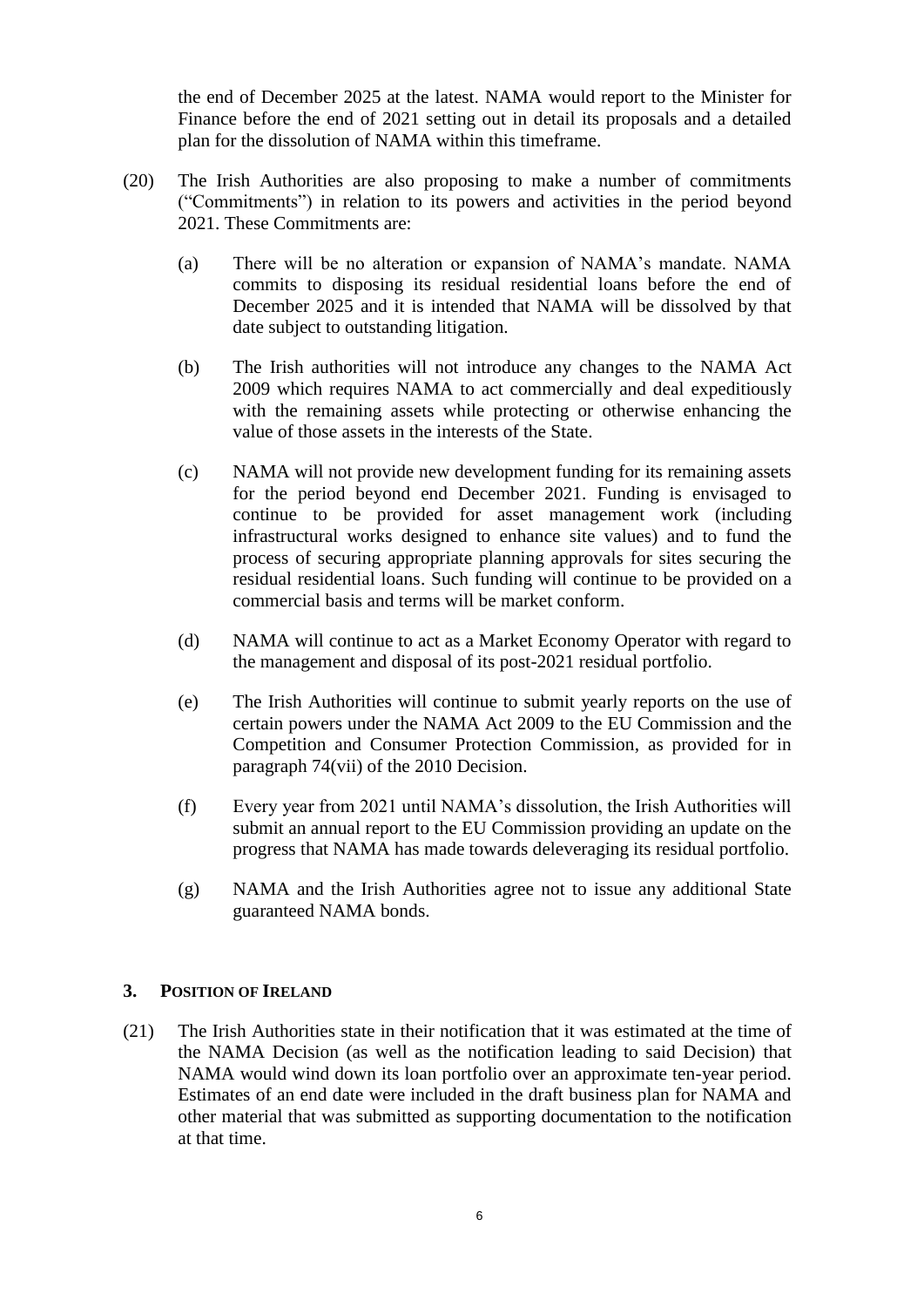the end of December 2025 at the latest. NAMA would report to the Minister for Finance before the end of 2021 setting out in detail its proposals and a detailed plan for the dissolution of NAMA within this timeframe.

(20) The Irish Authorities are also proposing to make a number of commitments ("Commitments") in relation to its powers and activities in the period beyond 2021. These Commitments are:

(a) There will be no alteration or expansion of NAMA's mandate. NAMA commits to disposing its residual residential loans before the end of December 2025 and it is intended that NAMA will be dissolved by that date subject to outstanding litigation.

(b) The Irish authorities will not introduce any changes to the NAMA Act 2009 which requires NAMA to act commercially and deal expeditiously with the remaining assets while protecting or otherwise enhancing the value of those assets in the interests of the State.

(c) NAMA will not provide new development funding for its remaining assets for the period beyond end December 2021. Funding is envisaged to continue to be provided for asset management work (including infrastructural works designed to enhance site values) and to fund the process of securing appropriate planning approvals for sites securing the residual residential loans. Such funding will continue to be provided on a commercial basis and terms will be market conform.

(d) NAMA will continue to act as a Market Economy Operator with regard to the management and disposal of its post-2021 residual portfolio.

(e) The Irish Authorities will continue to submit yearly reports on the use of certain powers under the NAMA Act 2009 to the EU Commission and the Competition and Consumer Protection Commission, as provided for in paragraph 74(vii) of the 2010 Decision.

(f) Every year from 2021 until NAMA's dissolution, the Irish Authorities will submit an annual report to the EU Commission providing an update on the progress that NAMA has made towards deleveraging its residual portfolio.

(g) NAMA and the Irish Authorities agree not to issue any additional State guaranteed NAMA bonds.

## 3. Position of Ireland

(21) The Irish Authorities state in their notification that it was estimated at the time of the NAMA Decision (as well as the notification leading to said Decision) that NAMA would wind down its loan portfolio over an approximate ten-year period. Estimates of an end date were included in the draft business plan for NAMA and other material that was submitted as supporting documentation to the notification at that time.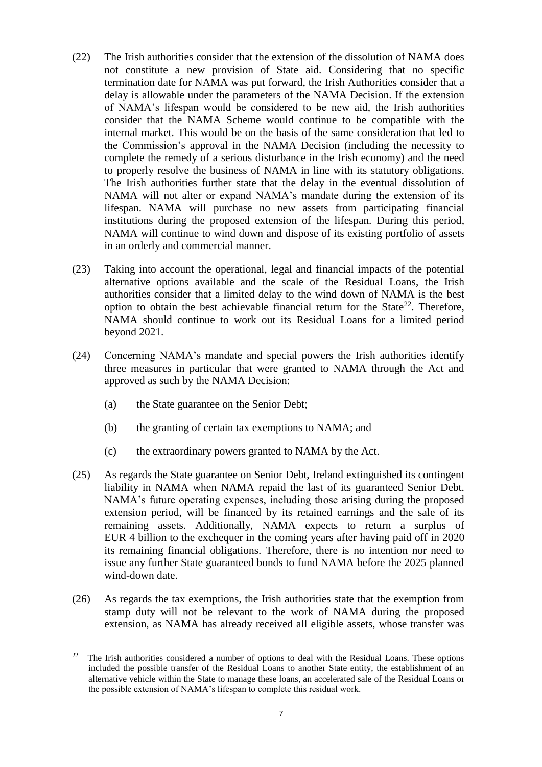(22) The Irish authorities consider that the extension of the dissolution of NAMA does not constitute a new provision of State aid. Considering that no specific termination date for NAMA was put forward, the Irish Authorities consider that a delay is allowable under the parameters of the NAMA Decision. If the extension of NAMA's lifespan would be considered to be new aid, the Irish authorities consider that the NAMA Scheme would continue to be compatible with the internal market. This would be on the basis of the same consideration that led to the Commission's approval in the NAMA Decision (including the necessity to complete the remedy of a serious disturbance in the Irish economy) and the need to properly resolve the business of NAMA in line with its statutory obligations. The Irish authorities further state that the delay in the eventual dissolution of NAMA will not alter or expand NAMA's mandate during the extension of its lifespan. NAMA will purchase no new assets from participating financial institutions during the proposed extension of the lifespan. During this period, NAMA will continue to wind down and dispose of its existing portfolio of assets in an orderly and commercial manner.

(23) Taking into account the operational, legal and financial impacts of the potential alternative options available and the scale of the Residual Loans, the Irish authorities consider that a limited delay to the wind down of NAMA is the best option to obtain the best achievable financial return for the State[22]. Therefore, NAMA should continue to work out its Residual Loans for a limited period beyond 2021.

(24) Concerning NAMA's mandate and special powers the Irish authorities identify three measures in particular that were granted to NAMA through the Act and approved as such by the NAMA Decision:

   (a) the State guarantee on the Senior Debt;

   (b) the granting of certain tax exemptions to NAMA; and

   (c) the extraordinary powers granted to NAMA by the Act.

(25) As regards the State guarantee on Senior Debt, Ireland extinguished its contingent liability in NAMA when NAMA repaid the last of its guaranteed Senior Debt. NAMA's future operating expenses, including those arising during the proposed extension period, will be financed by its retained earnings and the sale of its remaining assets. Additionally, NAMA expects to return a surplus of EUR 4 billion to the exchequer in the coming years after having paid off in 2020 its remaining financial obligations. Therefore, there is no intention nor need to issue any further State guaranteed bonds to fund NAMA before the 2025 planned wind-down date.

(26) As regards the tax exemptions, the Irish authorities state that the exemption from stamp duty will not be relevant to the work of NAMA during the proposed extension, as NAMA has already received all eligible assets, whose transfer was

---

[22] The Irish authorities considered a number of options to deal with the Residual Loans. These options included the possible transfer of the Residual Loans to another State entity, the establishment of an alternative vehicle within the State to manage these loans, an accelerated sale of the Residual Loans or the possible extension of NAMA's lifespan to complete this residual work.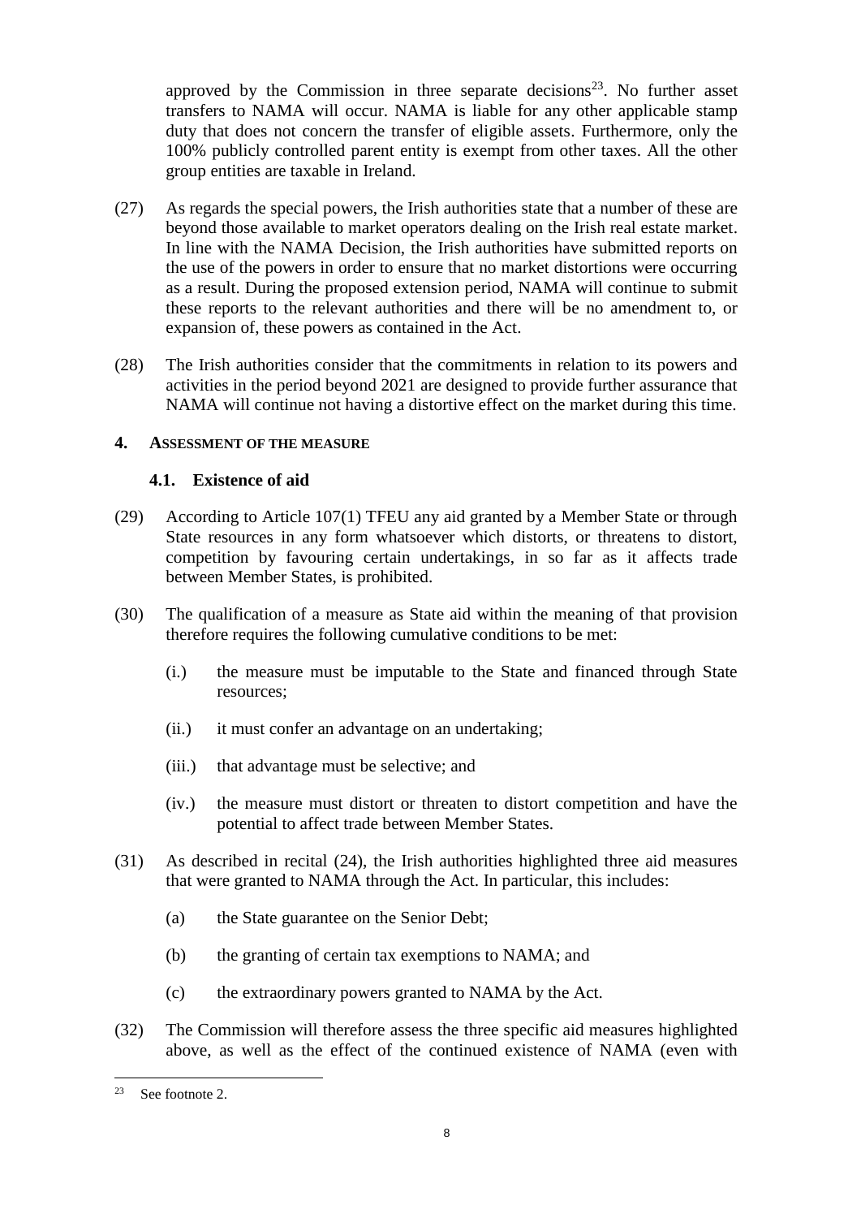approved by the Commission in three separate decisions[23]. No further asset transfers to NAMA will occur. NAMA is liable for any other applicable stamp duty that does not concern the transfer of eligible assets. Furthermore, only the 100% publicly controlled parent entity is exempt from other taxes. All the other group entities are taxable in Ireland.

(27) As regards the special powers, the Irish authorities state that a number of these are beyond those available to market operators dealing on the Irish real estate market. In line with the NAMA Decision, the Irish authorities have submitted reports on the use of the powers in order to ensure that no market distortions were occurring as a result. During the proposed extension period, NAMA will continue to submit these reports to the relevant authorities and there will be no amendment to, or expansion of, these powers as contained in the Act.

(28) The Irish authorities consider that the commitments in relation to its powers and activities in the period beyond 2021 are designed to provide further assurance that NAMA will continue not having a distortive effect on the market during this time.

## 4. ASSESSMENT OF THE MEASURE

### 4.1. Existence of aid

(29) According to Article 107(1) TFEU any aid granted by a Member State or through State resources in any form whatsoever which distorts, or threatens to distort, competition by favouring certain undertakings, in so far as it affects trade between Member States, is prohibited.

(30) The qualification of a measure as State aid within the meaning of that provision therefore requires the following cumulative conditions to be met:

(i.) the measure must be imputable to the State and financed through State resources;

(ii.) it must confer an advantage on an undertaking;

(iii.) that advantage must be selective; and

(iv.) the measure must distort or threaten to distort competition and have the potential to affect trade between Member States.

(31) As described in recital (24), the Irish authorities highlighted three aid measures that were granted to NAMA through the Act. In particular, this includes:

(a) the State guarantee on the Senior Debt;

(b) the granting of certain tax exemptions to NAMA; and

(c) the extraordinary powers granted to NAMA by the Act.

(32) The Commission will therefore assess the three specific aid measures highlighted above, as well as the effect of the continued existence of NAMA (even with

---

[23] See footnote 2.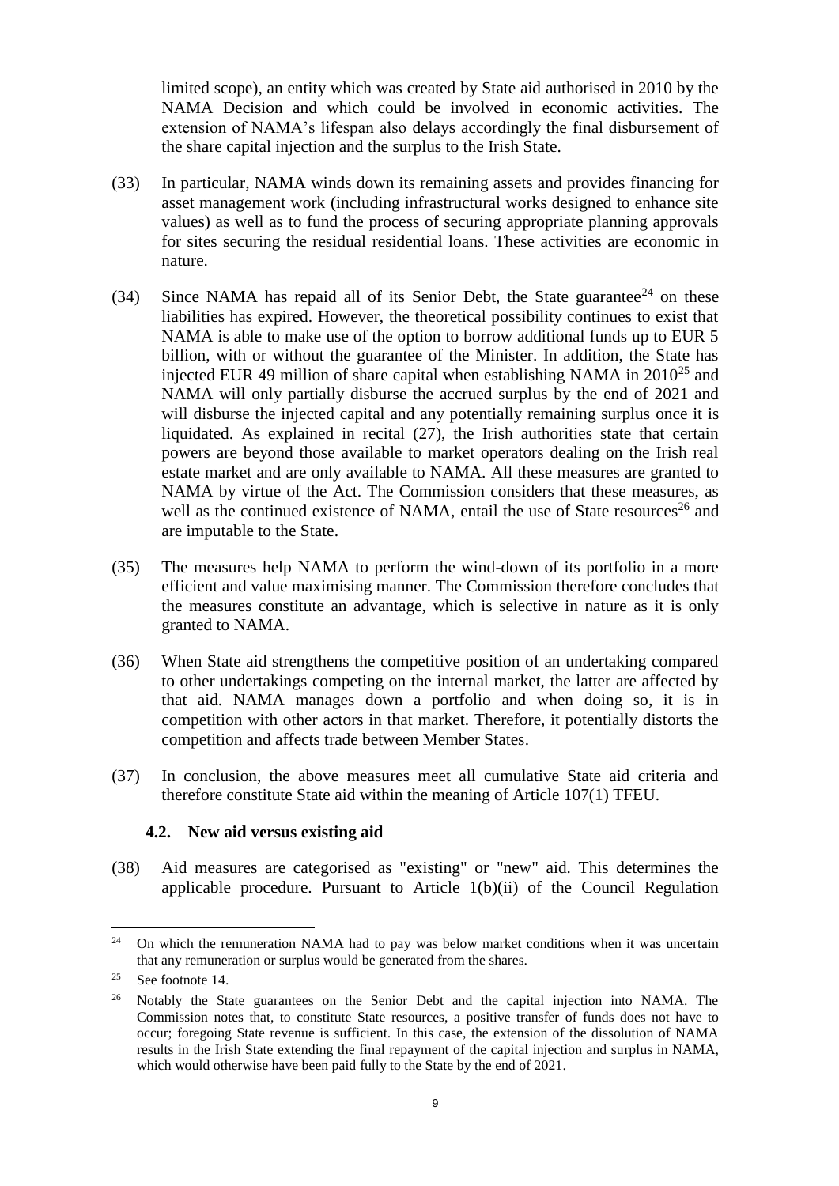limited scope), an entity which was created by State aid authorised in 2010 by the NAMA Decision and which could be involved in economic activities. The extension of NAMA's lifespan also delays accordingly the final disbursement of the share capital injection and the surplus to the Irish State.

(33) In particular, NAMA winds down its remaining assets and provides financing for asset management work (including infrastructural works designed to enhance site values) as well as to fund the process of securing appropriate planning approvals for sites securing the residual residential loans. These activities are economic in nature.

(34) Since NAMA has repaid all of its Senior Debt, the State guarantee[24] on these liabilities has expired. However, the theoretical possibility continues to exist that NAMA is able to make use of the option to borrow additional funds up to EUR 5 billion, with or without the guarantee of the Minister. In addition, the State has injected EUR 49 million of share capital when establishing NAMA in 2010[25] and NAMA will only partially disburse the accrued surplus by the end of 2021 and will disburse the injected capital and any potentially remaining surplus once it is liquidated. As explained in recital (27), the Irish authorities state that certain powers are beyond those available to market operators dealing on the Irish real estate market and are only available to NAMA. All these measures are granted to NAMA by virtue of the Act. The Commission considers that these measures, as well as the continued existence of NAMA, entail the use of State resources[26] and are imputable to the State.

(35) The measures help NAMA to perform the wind-down of its portfolio in a more efficient and value maximising manner. The Commission therefore concludes that the measures constitute an advantage, which is selective in nature as it is only granted to NAMA.

(36) When State aid strengthens the competitive position of an undertaking compared to other undertakings competing on the internal market, the latter are affected by that aid. NAMA manages down a portfolio and when doing so, it is in competition with other actors in that market. Therefore, it potentially distorts the competition and affects trade between Member States.

(37) In conclusion, the above measures meet all cumulative State aid criteria and therefore constitute State aid within the meaning of Article 107(1) TFEU.

### 4.2. New aid versus existing aid

(38) Aid measures are categorised as "existing" or "new" aid. This determines the applicable procedure. Pursuant to Article 1(b)(ii) of the Council Regulation

---

[24] On which the remuneration NAMA had to pay was below market conditions when it was uncertain that any remuneration or surplus would be generated from the shares.

[25] See footnote 14.

[26] Notably the State guarantees on the Senior Debt and the capital injection into NAMA. The Commission notes that, to constitute State resources, a positive transfer of funds does not have to occur; foregoing State revenue is sufficient. In this case, the extension of the dissolution of NAMA results in the Irish State extending the final repayment of the capital injection and surplus in NAMA, which would otherwise have been paid fully to the State by the end of 2021.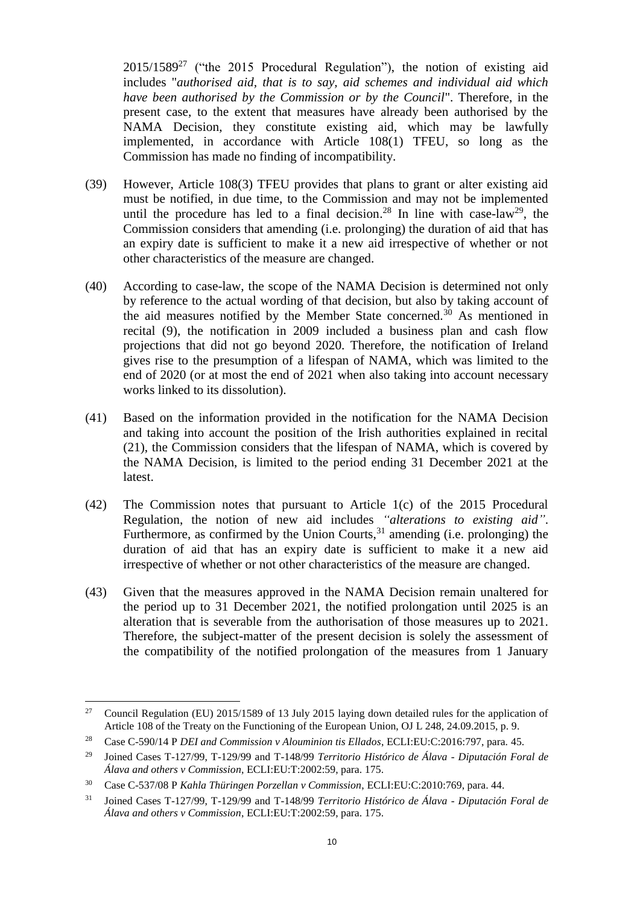2015/1589[27] ("the 2015 Procedural Regulation"), the notion of existing aid includes "*authorised aid, that is to say, aid schemes and individual aid which have been authorised by the Commission or by the Council*". Therefore, in the present case, to the extent that measures have already been authorised by the NAMA Decision, they constitute existing aid, which may be lawfully implemented, in accordance with Article 108(1) TFEU, so long as the Commission has made no finding of incompatibility.

(39) However, Article 108(3) TFEU provides that plans to grant or alter existing aid must be notified, in due time, to the Commission and may not be implemented until the procedure has led to a final decision.[28] In line with case-law[29], the Commission considers that amending (i.e. prolonging) the duration of aid that has an expiry date is sufficient to make it a new aid irrespective of whether or not other characteristics of the measure are changed.

(40) According to case-law, the scope of the NAMA Decision is determined not only by reference to the actual wording of that decision, but also by taking account of the aid measures notified by the Member State concerned.[30] As mentioned in recital (9), the notification in 2009 included a business plan and cash flow projections that did not go beyond 2020. Therefore, the notification of Ireland gives rise to the presumption of a lifespan of NAMA, which was limited to the end of 2020 (or at most the end of 2021 when also taking into account necessary works linked to its dissolution).

(41) Based on the information provided in the notification for the NAMA Decision and taking into account the position of the Irish authorities explained in recital (21), the Commission considers that the lifespan of NAMA, which is covered by the NAMA Decision, is limited to the period ending 31 December 2021 at the latest.

(42) The Commission notes that pursuant to Article 1(c) of the 2015 Procedural Regulation, the notion of new aid includes *"alterations to existing aid"*. Furthermore, as confirmed by the Union Courts,[31] amending (i.e. prolonging) the duration of aid that has an expiry date is sufficient to make it a new aid irrespective of whether or not other characteristics of the measure are changed.

(43) Given that the measures approved in the NAMA Decision remain unaltered for the period up to 31 December 2021, the notified prolongation until 2025 is an alteration that is severable from the authorisation of those measures up to 2021. Therefore, the subject-matter of the present decision is solely the assessment of the compatibility of the notified prolongation of the measures from 1 January

---

[27] Council Regulation (EU) 2015/1589 of 13 July 2015 laying down detailed rules for the application of Article 108 of the Treaty on the Functioning of the European Union, OJ L 248, 24.09.2015, p. 9.

[28] Case C-590/14 P *DEI and Commission v Alouminion tis Ellados*, ECLI:EU:C:2016:797, para. 45.

[29] Joined Cases T-127/99, T-129/99 and T-148/99 *Territorio Histórico de Álava - Diputación Foral de Álava and others v Commission*, ECLI:EU:T:2002:59, para. 175.

[30] Case C-537/08 P *Kahla Thüringen Porzellan v Commission*, ECLI:EU:C:2010:769, para. 44.

[31] Joined Cases T-127/99, T-129/99 and T-148/99 *Territorio Histórico de Álava - Diputación Foral de Álava and others v Commission*, ECLI:EU:T:2002:59, para. 175.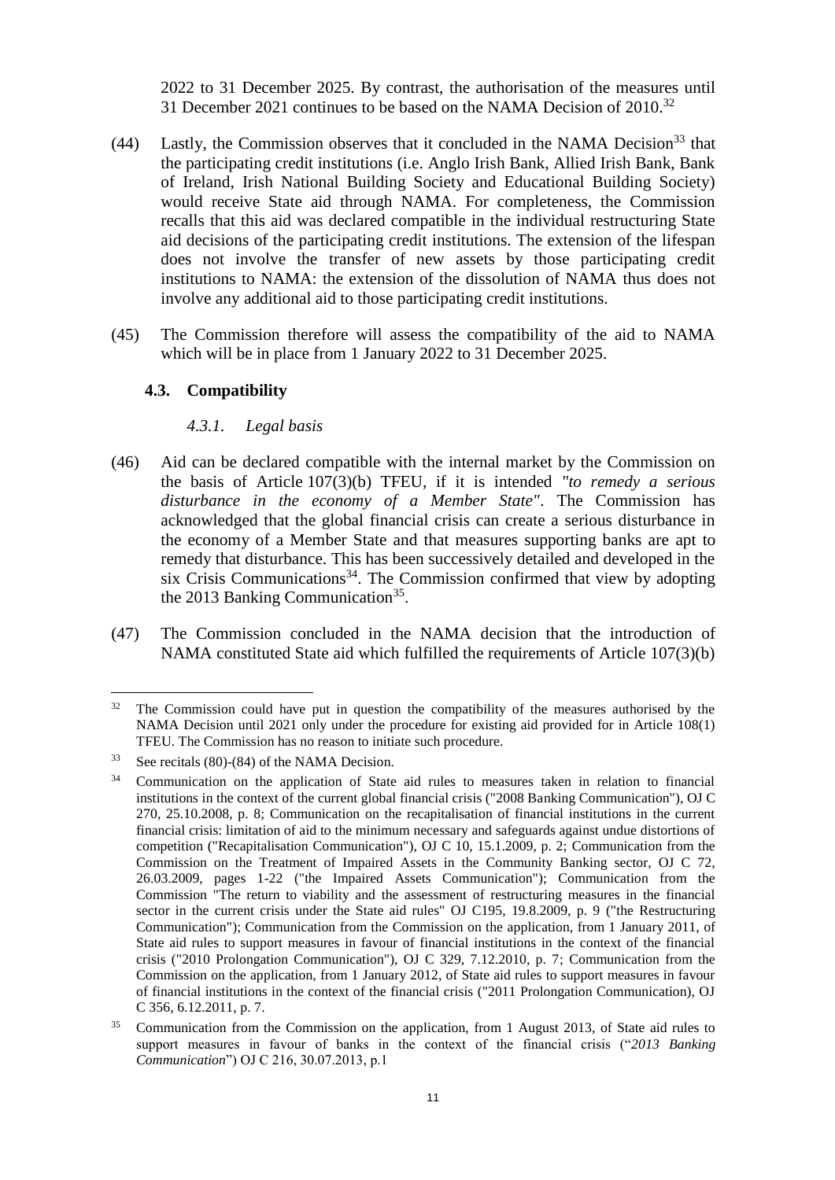2022 to 31 December 2025. By contrast, the authorisation of the measures until 31 December 2021 continues to be based on the NAMA Decision of 2010.[32]

(44) Lastly, the Commission observes that it concluded in the NAMA Decision[33] that the participating credit institutions (i.e. Anglo Irish Bank, Allied Irish Bank, Bank of Ireland, Irish National Building Society and Educational Building Society) would receive State aid through NAMA. For completeness, the Commission recalls that this aid was declared compatible in the individual restructuring State aid decisions of the participating credit institutions. The extension of the lifespan does not involve the transfer of new assets by those participating credit institutions to NAMA: the extension of the dissolution of NAMA thus does not involve any additional aid to those participating credit institutions.

(45) The Commission therefore will assess the compatibility of the aid to NAMA which will be in place from 1 January 2022 to 31 December 2025.

### 4.3. Compatibility

#### *4.3.1. Legal basis*

(46) Aid can be declared compatible with the internal market by the Commission on the basis of Article 107(3)(b) TFEU, if it is intended *"to remedy a serious disturbance in the economy of a Member State"*. The Commission has acknowledged that the global financial crisis can create a serious disturbance in the economy of a Member State and that measures supporting banks are apt to remedy that disturbance. This has been successively detailed and developed in the six Crisis Communications[34]. The Commission confirmed that view by adopting the 2013 Banking Communication[35].

(47) The Commission concluded in the NAMA decision that the introduction of NAMA constituted State aid which fulfilled the requirements of Article 107(3)(b)

---

[32] The Commission could have put in question the compatibility of the measures authorised by the NAMA Decision until 2021 only under the procedure for existing aid provided for in Article 108(1) TFEU. The Commission has no reason to initiate such procedure.

[33] See recitals (80)-(84) of the NAMA Decision.

[34] Communication on the application of State aid rules to measures taken in relation to financial institutions in the context of the current global financial crisis ("2008 Banking Communication"), OJ C 270, 25.10.2008, p. 8; Communication on the recapitalisation of financial institutions in the current financial crisis: limitation of aid to the minimum necessary and safeguards against undue distortions of competition ("Recapitalisation Communication"), OJ C 10, 15.1.2009, p. 2; Communication from the Commission on the Treatment of Impaired Assets in the Community Banking sector, OJ C 72, 26.03.2009, pages 1-22 ("the Impaired Assets Communication"); Communication from the Commission "The return to viability and the assessment of restructuring measures in the financial sector in the current crisis under the State aid rules" OJ C195, 19.8.2009, p. 9 ("the Restructuring Communication"); Communication from the Commission on the application, from 1 January 2011, of State aid rules to support measures in favour of financial institutions in the context of the financial crisis ("2010 Prolongation Communication"), OJ C 329, 7.12.2010, p. 7; Communication from the Commission on the application, from 1 January 2012, of State aid rules to support measures in favour of financial institutions in the context of the financial crisis ("2011 Prolongation Communication), OJ C 356, 6.12.2011, p. 7.

[35] Communication from the Commission on the application, from 1 August 2013, of State aid rules to support measures in favour of banks in the context of the financial crisis ("*2013 Banking Communication*") OJ C 216, 30.07.2013, p.1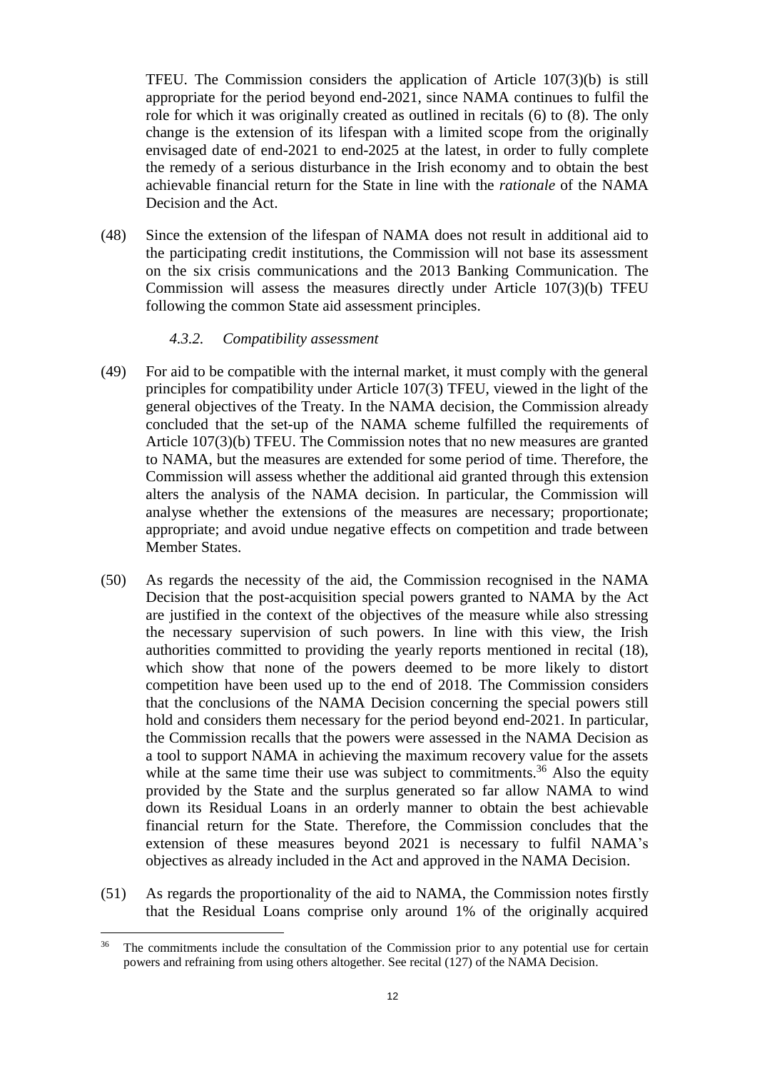TFEU. The Commission considers the application of Article 107(3)(b) is still appropriate for the period beyond end-2021, since NAMA continues to fulfil the role for which it was originally created as outlined in recitals (6) to (8). The only change is the extension of its lifespan with a limited scope from the originally envisaged date of end-2021 to end-2025 at the latest, in order to fully complete the remedy of a serious disturbance in the Irish economy and to obtain the best achievable financial return for the State in line with the *rationale* of the NAMA Decision and the Act.

(48) Since the extension of the lifespan of NAMA does not result in additional aid to the participating credit institutions, the Commission will not base its assessment on the six crisis communications and the 2013 Banking Communication. The Commission will assess the measures directly under Article 107(3)(b) TFEU following the common State aid assessment principles.

#### *4.3.2. Compatibility assessment*

(49) For aid to be compatible with the internal market, it must comply with the general principles for compatibility under Article 107(3) TFEU, viewed in the light of the general objectives of the Treaty. In the NAMA decision, the Commission already concluded that the set-up of the NAMA scheme fulfilled the requirements of Article 107(3)(b) TFEU. The Commission notes that no new measures are granted to NAMA, but the measures are extended for some period of time. Therefore, the Commission will assess whether the additional aid granted through this extension alters the analysis of the NAMA decision. In particular, the Commission will analyse whether the extensions of the measures are necessary; proportionate; appropriate; and avoid undue negative effects on competition and trade between Member States.

(50) As regards the necessity of the aid, the Commission recognised in the NAMA Decision that the post-acquisition special powers granted to NAMA by the Act are justified in the context of the objectives of the measure while also stressing the necessary supervision of such powers. In line with this view, the Irish authorities committed to providing the yearly reports mentioned in recital (18), which show that none of the powers deemed to be more likely to distort competition have been used up to the end of 2018. The Commission considers that the conclusions of the NAMA Decision concerning the special powers still hold and considers them necessary for the period beyond end-2021. In particular, the Commission recalls that the powers were assessed in the NAMA Decision as a tool to support NAMA in achieving the maximum recovery value for the assets while at the same time their use was subject to commitments.[36] Also the equity provided by the State and the surplus generated so far allow NAMA to wind down its Residual Loans in an orderly manner to obtain the best achievable financial return for the State. Therefore, the Commission concludes that the extension of these measures beyond 2021 is necessary to fulfil NAMA's objectives as already included in the Act and approved in the NAMA Decision.

(51) As regards the proportionality of the aid to NAMA, the Commission notes firstly that the Residual Loans comprise only around 1% of the originally acquired

---

[36] The commitments include the consultation of the Commission prior to any potential use for certain powers and refraining from using others altogether. See recital (127) of the NAMA Decision.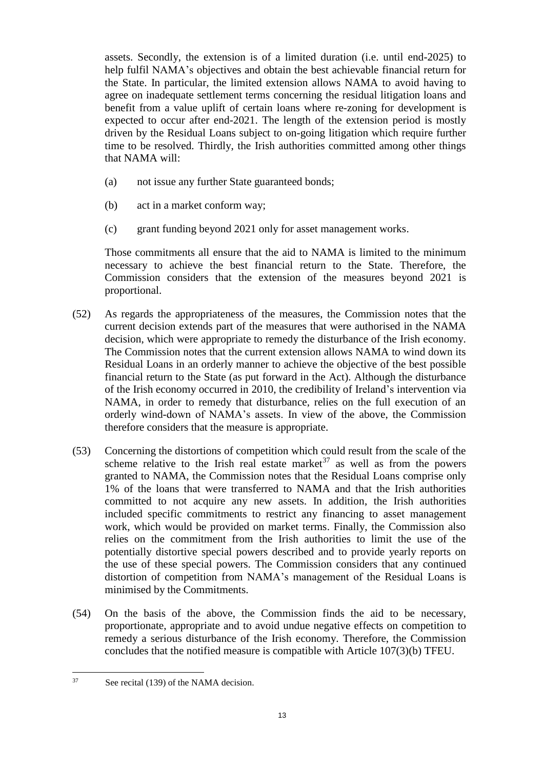assets. Secondly, the extension is of a limited duration (i.e. until end-2025) to help fulfil NAMA's objectives and obtain the best achievable financial return for the State. In particular, the limited extension allows NAMA to avoid having to agree on inadequate settlement terms concerning the residual litigation loans and benefit from a value uplift of certain loans where re-zoning for development is expected to occur after end-2021. The length of the extension period is mostly driven by the Residual Loans subject to on-going litigation which require further time to be resolved. Thirdly, the Irish authorities committed among other things that NAMA will:

(a) not issue any further State guaranteed bonds;

(b) act in a market conform way;

(c) grant funding beyond 2021 only for asset management works.

Those commitments all ensure that the aid to NAMA is limited to the minimum necessary to achieve the best financial return to the State. Therefore, the Commission considers that the extension of the measures beyond 2021 is proportional.

(52) As regards the appropriateness of the measures, the Commission notes that the current decision extends part of the measures that were authorised in the NAMA decision, which were appropriate to remedy the disturbance of the Irish economy. The Commission notes that the current extension allows NAMA to wind down its Residual Loans in an orderly manner to achieve the objective of the best possible financial return to the State (as put forward in the Act). Although the disturbance of the Irish economy occurred in 2010, the credibility of Ireland's intervention via NAMA, in order to remedy that disturbance, relies on the full execution of an orderly wind-down of NAMA's assets. In view of the above, the Commission therefore considers that the measure is appropriate.

(53) Concerning the distortions of competition which could result from the scale of the scheme relative to the Irish real estate market[37] as well as from the powers granted to NAMA, the Commission notes that the Residual Loans comprise only 1% of the loans that were transferred to NAMA and that the Irish authorities committed to not acquire any new assets. In addition, the Irish authorities included specific commitments to restrict any financing to asset management work, which would be provided on market terms. Finally, the Commission also relies on the commitment from the Irish authorities to limit the use of the potentially distortive special powers described and to provide yearly reports on the use of these special powers. The Commission considers that any continued distortion of competition from NAMA's management of the Residual Loans is minimised by the Commitments.

(54) On the basis of the above, the Commission finds the aid to be necessary, proportionate, appropriate and to avoid undue negative effects on competition to remedy a serious disturbance of the Irish economy. Therefore, the Commission concludes that the notified measure is compatible with Article 107(3)(b) TFEU.

---

[37] See recital (139) of the NAMA decision.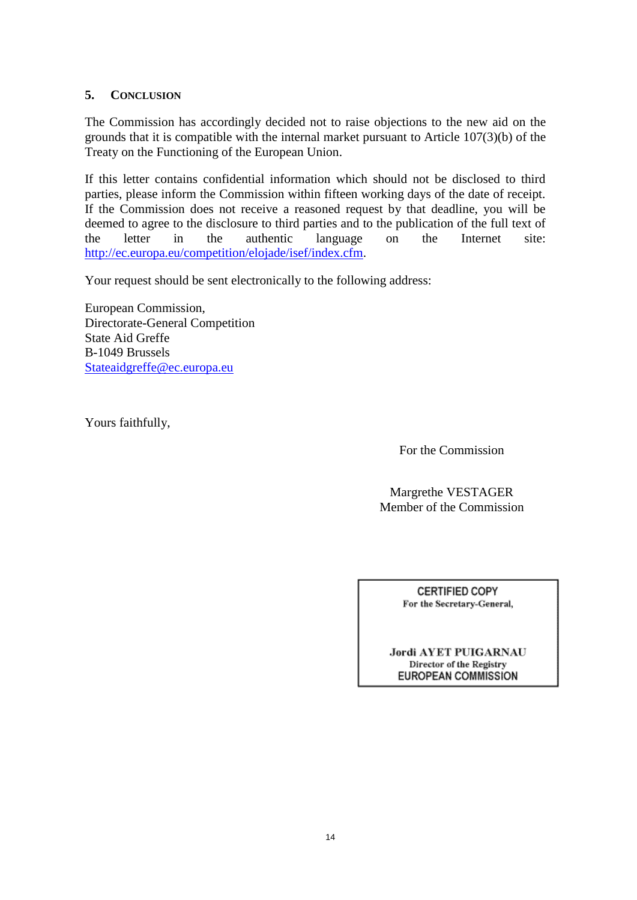## 5. CONCLUSION

The Commission has accordingly decided not to raise objections to the new aid on the grounds that it is compatible with the internal market pursuant to Article 107(3)(b) of the Treaty on the Functioning of the European Union.

If this letter contains confidential information which should not be disclosed to third parties, please inform the Commission within fifteen working days of the date of receipt. If the Commission does not receive a reasoned request by that deadline, you will be deemed to agree to the disclosure to third parties and to the publication of the full text of the letter in the authentic language on the Internet site: http://ec.europa.eu/competition/elojade/isef/index.cfm.

Your request should be sent electronically to the following address:

European Commission,
Directorate-General Competition
State Aid Greffe
B-1049 Brussels
Stateaidgreffe@ec.europa.eu

Yours faithfully,

For the Commission

Margrethe VESTAGER
Member of the Commission

CERTIFIED COPY
For the Secretary-General,

Jordi AYET PUIGARNAU
Director of the Registry
EUROPEAN COMMISSION